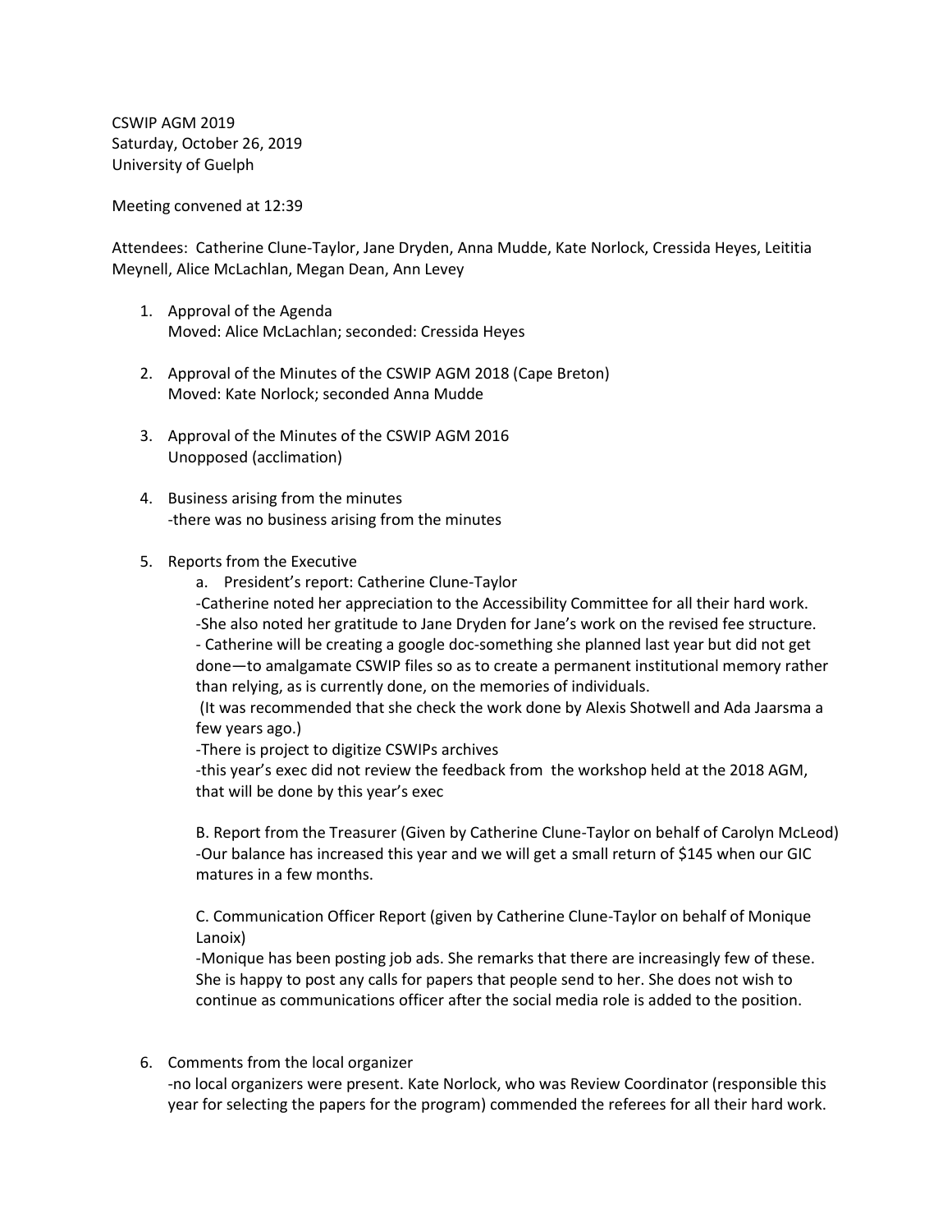CSWIP AGM 2019
Saturday, October 26, 2019
University of Guelph

Meeting convened at 12:39

Attendees: Catherine Clune-Taylor, Jane Dryden, Anna Mudde, Kate Norlock, Cressida Heyes, Leititia Meynell, Alice McLachlan, Megan Dean, Ann Levey

1. Approval of the Agenda
   Moved: Alice McLachlan; seconded: Cressida Heyes

2. Approval of the Minutes of the CSWIP AGM 2018 (Cape Breton)
   Moved: Kate Norlock; seconded Anna Mudde

3. Approval of the Minutes of the CSWIP AGM 2016
   Unopposed (acclimation)

4. Business arising from the minutes
   -there was no business arising from the minutes

5. Reports from the Executive
   a. President's report: Catherine Clune-Taylor
   -Catherine noted her appreciation to the Accessibility Committee for all their hard work.
   -She also noted her gratitude to Jane Dryden for Jane's work on the revised fee structure.
   - Catherine will be creating a google doc-something she planned last year but did not get done—to amalgamate CSWIP files so as to create a permanent institutional memory rather than relying, as is currently done, on the memories of individuals.
   (It was recommended that she check the work done by Alexis Shotwell and Ada Jaarsma a few years ago.)
   -There is project to digitize CSWIPs archives
   -this year's exec did not review the feedback from the workshop held at the 2018 AGM, that will be done by this year's exec

   B. Report from the Treasurer (Given by Catherine Clune-Taylor on behalf of Carolyn McLeod)
   -Our balance has increased this year and we will get a small return of $145 when our GIC matures in a few months.

   C. Communication Officer Report (given by Catherine Clune-Taylor on behalf of Monique Lanoix)
   -Monique has been posting job ads. She remarks that there are increasingly few of these. She is happy to post any calls for papers that people send to her. She does not wish to continue as communications officer after the social media role is added to the position.

6. Comments from the local organizer
   -no local organizers were present. Kate Norlock, who was Review Coordinator (responsible this year for selecting the papers for the program) commended the referees for all their hard work.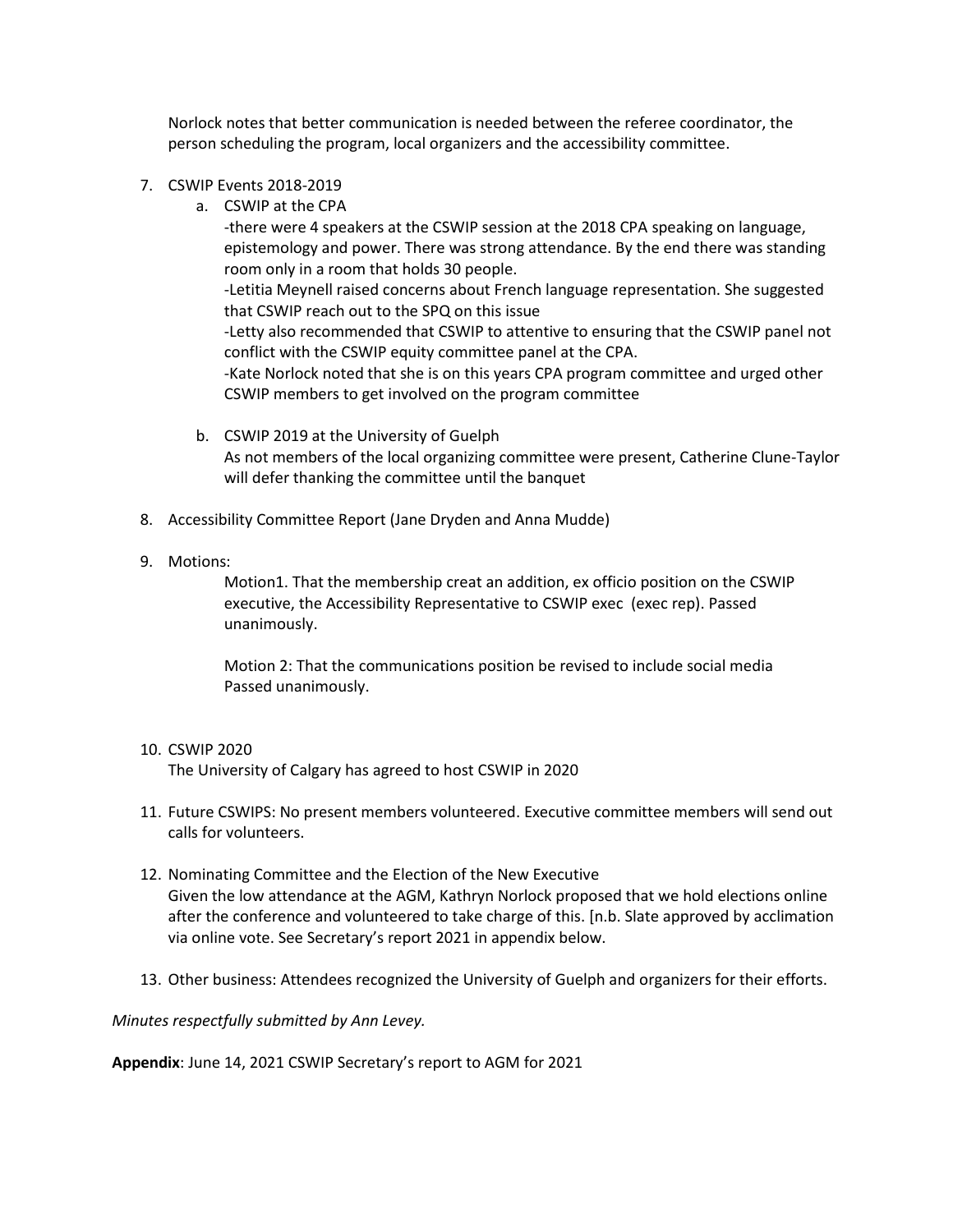Norlock notes that better communication is needed between the referee coordinator, the person scheduling the program, local organizers and the accessibility committee.

7. CSWIP Events 2018-2019
   a. CSWIP at the CPA
      -there were 4 speakers at the CSWIP session at the 2018 CPA speaking on language, epistemology and power. There was strong attendance. By the end there was standing room only in a room that holds 30 people.
      -Letitia Meynell raised concerns about French language representation. She suggested that CSWIP reach out to the SPQ on this issue
      -Letty also recommended that CSWIP to attentive to ensuring that the CSWIP panel not conflict with the CSWIP equity committee panel at the CPA.
      -Kate Norlock noted that she is on this years CPA program committee and urged other CSWIP members to get involved on the program committee

   b. CSWIP 2019 at the University of Guelph
      As not members of the local organizing committee were present, Catherine Clune-Taylor will defer thanking the committee until the banquet

8. Accessibility Committee Report (Jane Dryden and Anna Mudde)

9. Motions:

   Motion1. That the membership creat an addition, ex officio position on the CSWIP executive, the Accessibility Representative to CSWIP exec (exec rep). Passed unanimously.

   Motion 2: That the communications position be revised to include social media Passed unanimously.

10. CSWIP 2020
    The University of Calgary has agreed to host CSWIP in 2020

11. Future CSWIPS: No present members volunteered. Executive committee members will send out calls for volunteers.

12. Nominating Committee and the Election of the New Executive
    Given the low attendance at the AGM, Kathryn Norlock proposed that we hold elections online after the conference and volunteered to take charge of this. [n.b. Slate approved by acclimation via online vote. See Secretary's report 2021 in appendix below.

13. Other business: Attendees recognized the University of Guelph and organizers for their efforts.

*Minutes respectfully submitted by Ann Levey.*

**Appendix**: June 14, 2021 CSWIP Secretary's report to AGM for 2021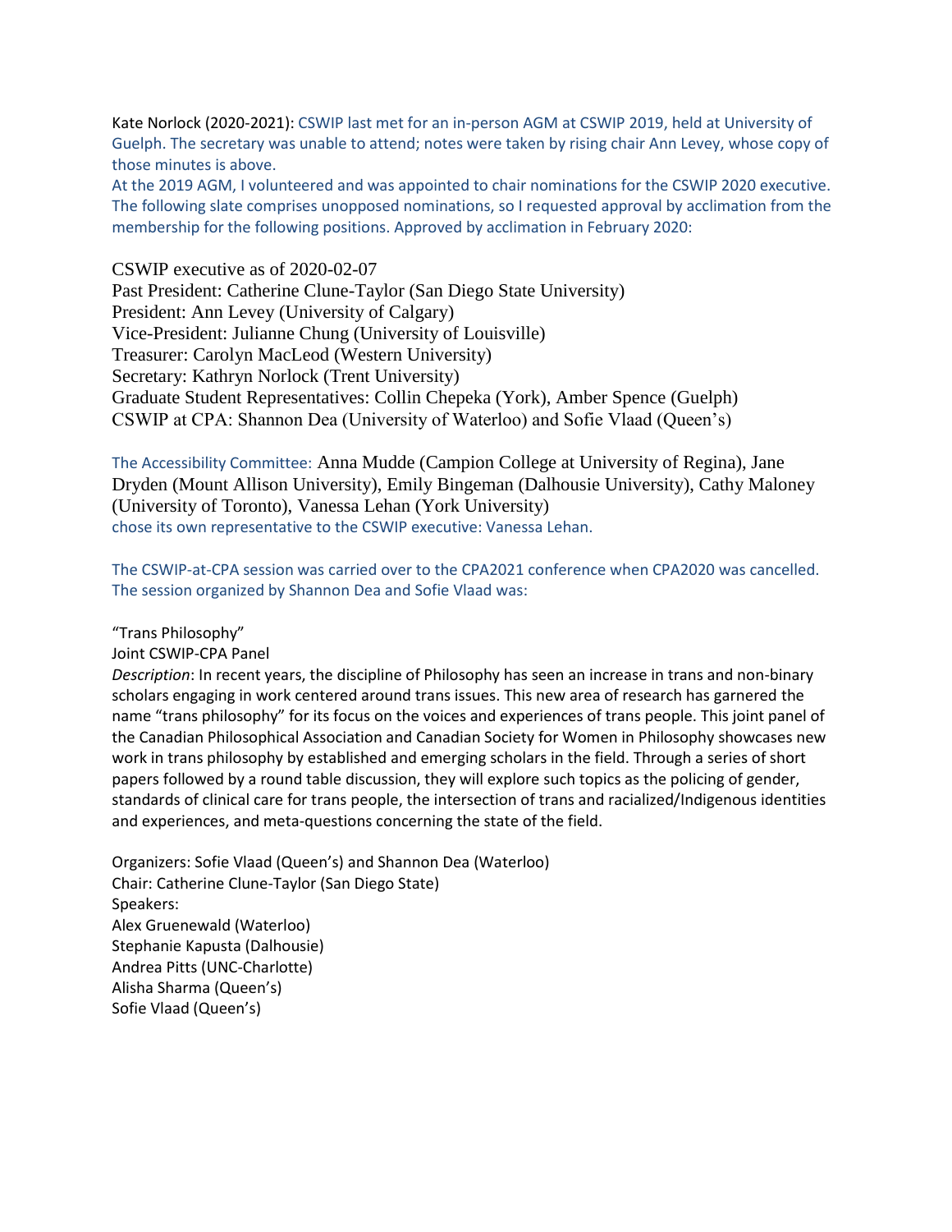Kate Norlock (2020-2021): CSWIP last met for an in-person AGM at CSWIP 2019, held at University of Guelph. The secretary was unable to attend; notes were taken by rising chair Ann Levey, whose copy of those minutes is above.

At the 2019 AGM, I volunteered and was appointed to chair nominations for the CSWIP 2020 executive. The following slate comprises unopposed nominations, so I requested approval by acclimation from the membership for the following positions. Approved by acclimation in February 2020:

CSWIP executive as of 2020-02-07
Past President: Catherine Clune-Taylor (San Diego State University)
President: Ann Levey (University of Calgary)
Vice-President: Julianne Chung (University of Louisville)
Treasurer: Carolyn MacLeod (Western University)
Secretary: Kathryn Norlock (Trent University)
Graduate Student Representatives: Collin Chepeka (York), Amber Spence (Guelph)
CSWIP at CPA: Shannon Dea (University of Waterloo) and Sofie Vlaad (Queen's)

The Accessibility Committee: Anna Mudde (Campion College at University of Regina), Jane Dryden (Mount Allison University), Emily Bingeman (Dalhousie University), Cathy Maloney (University of Toronto), Vanessa Lehan (York University)
chose its own representative to the CSWIP executive: Vanessa Lehan.

The CSWIP-at-CPA session was carried over to the CPA2021 conference when CPA2020 was cancelled. The session organized by Shannon Dea and Sofie Vlaad was:

"Trans Philosophy"
Joint CSWIP-CPA Panel
*Description*: In recent years, the discipline of Philosophy has seen an increase in trans and non-binary scholars engaging in work centered around trans issues. This new area of research has garnered the name "trans philosophy" for its focus on the voices and experiences of trans people. This joint panel of the Canadian Philosophical Association and Canadian Society for Women in Philosophy showcases new work in trans philosophy by established and emerging scholars in the field. Through a series of short papers followed by a round table discussion, they will explore such topics as the policing of gender, standards of clinical care for trans people, the intersection of trans and racialized/Indigenous identities and experiences, and meta-questions concerning the state of the field.

Organizers: Sofie Vlaad (Queen's) and Shannon Dea (Waterloo)
Chair: Catherine Clune-Taylor (San Diego State)
Speakers:
Alex Gruenewald (Waterloo)
Stephanie Kapusta (Dalhousie)
Andrea Pitts (UNC-Charlotte)
Alisha Sharma (Queen's)
Sofie Vlaad (Queen's)